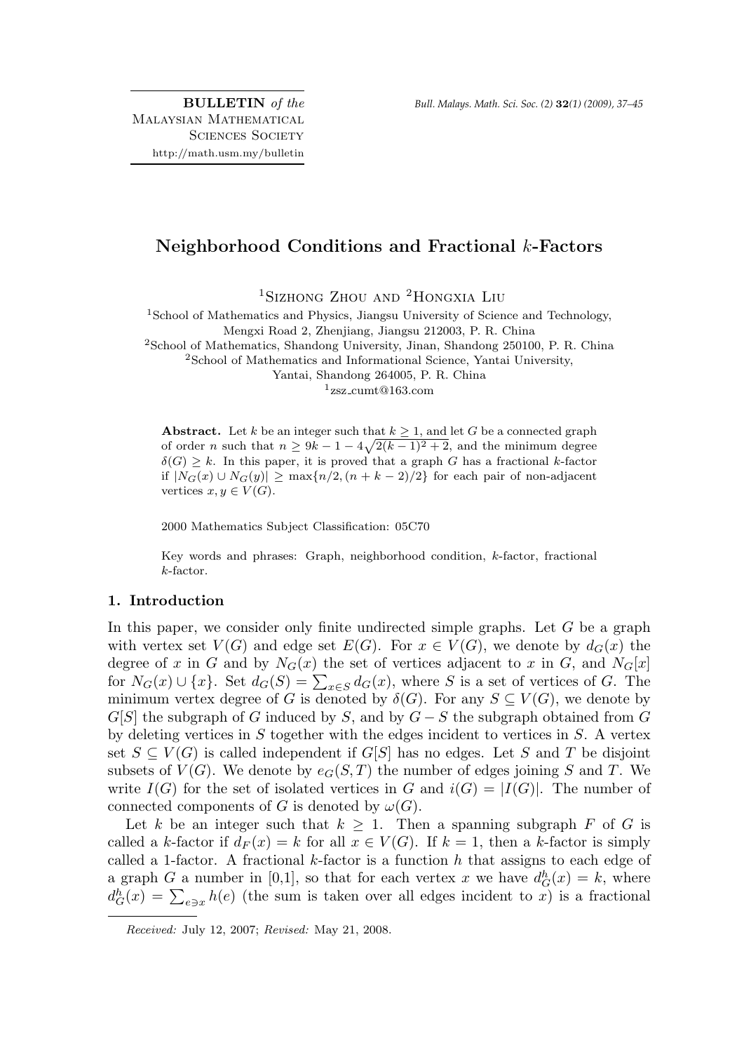**BULLETIN** *of the*
Malaysian Mathematical
Sciences Society
http://math.usm.my/bulletin

# Neighborhood Conditions and Fractional $k$-Factors

Sizhong Zhou [1] and Hongxia Liu [2]

[1] School of Mathematics and Physics, Jiangsu University of Science and Technology, Mengxi Road 2, Zhenjiang, Jiangsu 212003, P. R. China
[2] School of Mathematics, Shandong University, Jinan, Shandong 250100, P. R. China
[2] School of Mathematics and Informational Science, Yantai University, Yantai, Shandong 264005, P. R. China
[1] zsz_cumt@163.com

**Abstract.** Let $k$ be an integer such that $k \geq 1$, and let $G$ be a connected graph of order $n$ such that $n \geq 9k - 1 - 4\sqrt{2(k-1)^2 + 2}$, and the minimum degree $\delta(G) \geq k$. In this paper, it is proved that a graph $G$ has a fractional $k$-factor if $|N_G(x) \cup N_G(y)| \geq \max\{n/2, (n+k-2)/2\}$ for each pair of non-adjacent vertices $x, y \in V(G)$.

2000 Mathematics Subject Classification: 05C70

Key words and phrases: Graph, neighborhood condition, $k$-factor, fractional $k$-factor.

## 1. Introduction

In this paper, we consider only finite undirected simple graphs. Let $G$ be a graph with vertex set $V(G)$ and edge set $E(G)$. For $x \in V(G)$, we denote by $d_G(x)$ the degree of $x$ in $G$ and by $N_G(x)$ the set of vertices adjacent to $x$ in $G$, and $N_G[x]$ for $N_G(x) \cup \{x\}$. Set $d_G(S) = \sum_{x \in S} d_G(x)$, where $S$ is a set of vertices of $G$. The minimum vertex degree of $G$ is denoted by $\delta(G)$. For any $S \subseteq V(G)$, we denote by $G[S]$ the subgraph of $G$ induced by $S$, and by $G - S$ the subgraph obtained from $G$ by deleting vertices in $S$ together with the edges incident to vertices in $S$. A vertex set $S \subseteq V(G)$ is called independent if $G[S]$ has no edges. Let $S$ and $T$ be disjoint subsets of $V(G)$. We denote by $e_G(S, T)$ the number of edges joining $S$ and $T$. We write $I(G)$ for the set of isolated vertices in $G$ and $i(G) = |I(G)|$. The number of connected components of $G$ is denoted by $\omega(G)$.

Let $k$ be an integer such that $k \geq 1$. Then a spanning subgraph $F$ of $G$ is called a $k$-factor if $d_F(x) = k$ for all $x \in V(G)$. If $k = 1$, then a $k$-factor is simply called a 1-factor. A fractional $k$-factor is a function $h$ that assigns to each edge of a graph $G$ a number in [0,1], so that for each vertex $x$ we have $d_G^h(x) = k$, where $d_G^h(x) = \sum_{e \ni x} h(e)$ (the sum is taken over all edges incident to $x$) is a fractional

*Received:* July 12, 2007; *Revised:* May 21, 2008.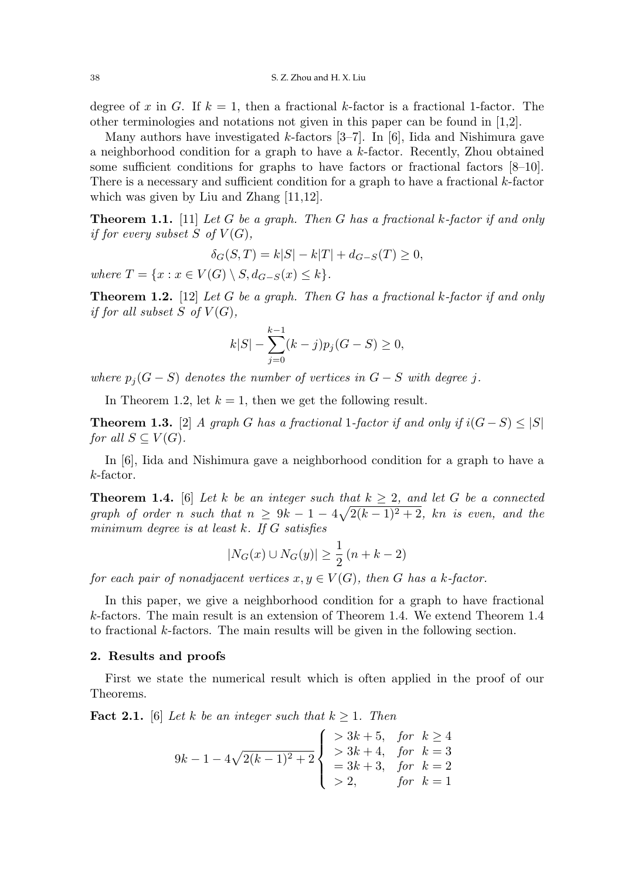degree of $x$ in $G$. If $k = 1$, then a fractional $k$-factor is a fractional 1-factor. The other terminologies and notations not given in this paper can be found in [1,2].

Many authors have investigated $k$-factors [3–7]. In [6], Iida and Nishimura gave a neighborhood condition for a graph to have a $k$-factor. Recently, Zhou obtained some sufficient conditions for graphs to have factors or fractional factors [8–10]. There is a necessary and sufficient condition for a graph to have a fractional $k$-factor which was given by Liu and Zhang [11,12].

**Theorem 1.1.** [11] *Let $G$ be a graph. Then $G$ has a fractional $k$-factor if and only if for every subset $S$ of $V(G)$,*

$$\delta_G(S,T) = k|S| - k|T| + d_{G-S}(T) \geq 0,$$

*where $T = \{x : x \in V(G) \setminus S, d_{G-S}(x) \leq k\}$.*

**Theorem 1.2.** [12] *Let $G$ be a graph. Then $G$ has a fractional $k$-factor if and only if for all subset $S$ of $V(G)$,*

$$k|S| - \sum_{j=0}^{k-1}(k-j)p_j(G-S) \geq 0,$$

*where $p_j(G-S)$ denotes the number of vertices in $G-S$ with degree $j$.*

In Theorem 1.2, let $k = 1$, then we get the following result.

**Theorem 1.3.** [2] *A graph $G$ has a fractional 1-factor if and only if $i(G-S) \leq |S|$ for all $S \subseteq V(G)$.*

In [6], Iida and Nishimura gave a neighborhood condition for a graph to have a $k$-factor.

**Theorem 1.4.** [6] *Let $k$ be an integer such that $k \geq 2$, and let $G$ be a connected graph of order $n$ such that $n \geq 9k - 1 - 4\sqrt{2(k-1)^2+2}$, $kn$ is even, and the minimum degree is at least $k$. If $G$ satisfies*

$$|N_G(x) \cup N_G(y)| \geq \frac{1}{2}(n+k-2)$$

*for each pair of nonadjacent vertices $x, y \in V(G)$, then $G$ has a $k$-factor.*

In this paper, we give a neighborhood condition for a graph to have fractional $k$-factors. The main result is an extension of Theorem 1.4. We extend Theorem 1.4 to fractional $k$-factors. The main results will be given in the following section.

## 2. Results and proofs

First we state the numerical result which is often applied in the proof of our Theorems.

**Fact 2.1.** [6] *Let $k$ be an integer such that $k \geq 1$. Then*

$$9k - 1 - 4\sqrt{2(k-1)^2+2} \begin{cases} > 3k+5, & \text{for } \; k \geq 4 \\ > 3k+4, & \text{for } \; k = 3 \\ = 3k+3, & \text{for } \; k = 2 \\ > 2, & \text{for } \; k = 1 \end{cases}$$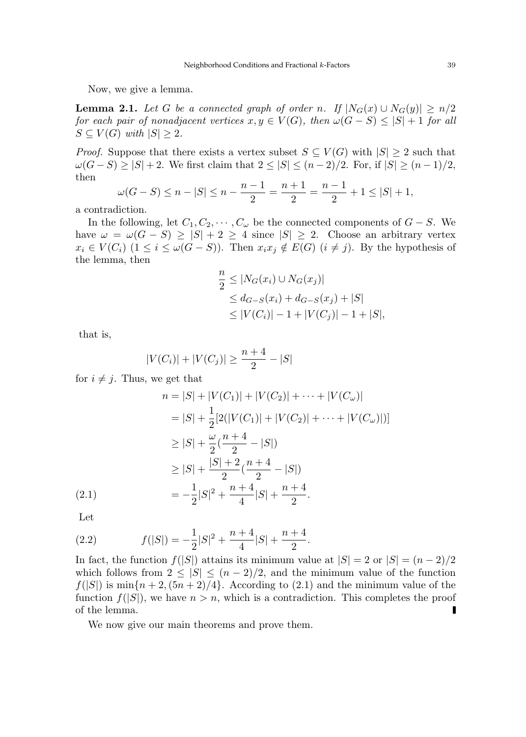Now, we give a lemma.

**Lemma 2.1.** *Let $G$ be a connected graph of order $n$. If $|N_G(x) \cup N_G(y)| \geq n/2$ for each pair of nonadjacent vertices $x, y \in V(G)$, then $\omega(G - S) \leq |S| + 1$ for all $S \subseteq V(G)$ with $|S| \geq 2$.*

*Proof.* Suppose that there exists a vertex subset $S \subseteq V(G)$ with $|S| \geq 2$ such that $\omega(G - S) \geq |S| + 2$. We first claim that $2 \leq |S| \leq (n-2)/2$. For, if $|S| \geq (n-1)/2$, then

$$\omega(G - S) \leq n - |S| \leq n - \frac{n-1}{2} = \frac{n+1}{2} = \frac{n-1}{2} + 1 \leq |S| + 1,$$

a contradiction.

In the following, let $C_1, C_2, \cdots, C_\omega$ be the connected components of $G - S$. We have $\omega = \omega(G - S) \geq |S| + 2 \geq 4$ since $|S| \geq 2$. Choose an arbitrary vertex $x_i \in V(C_i)$ $(1 \leq i \leq \omega(G - S))$. Then $x_i x_j \notin E(G)$ $(i \neq j)$. By the hypothesis of the lemma, then

$$\begin{aligned}
\frac{n}{2} &\leq |N_G(x_i) \cup N_G(x_j)| \\
&\leq d_{G-S}(x_i) + d_{G-S}(x_j) + |S| \\
&\leq |V(C_i)| - 1 + |V(C_j)| - 1 + |S|,
\end{aligned}$$

that is,

$$|V(C_i)| + |V(C_j)| \geq \frac{n+4}{2} - |S|$$

for $i \neq j$. Thus, we get that

$$\begin{aligned}
n &= |S| + |V(C_1)| + |V(C_2)| + \cdots + |V(C_\omega)| \\
&= |S| + \frac{1}{2}[2(|V(C_1)| + |V(C_2)| + \cdots + |V(C_\omega)|)] \\
&\geq |S| + \frac{\omega}{2}(\frac{n+4}{2} - |S|) \\
&\geq |S| + \frac{|S|+2}{2}(\frac{n+4}{2} - |S|) \\
&= -\frac{1}{2}|S|^2 + \frac{n+4}{4}|S| + \frac{n+4}{2}. \qquad (2.1)
\end{aligned}$$

Let

$$f(|S|) = -\frac{1}{2}|S|^2 + \frac{n+4}{4}|S| + \frac{n+4}{2}. \qquad (2.2)$$

In fact, the function $f(|S|)$ attains its minimum value at $|S| = 2$ or $|S| = (n-2)/2$ which follows from $2 \leq |S| \leq (n-2)/2$, and the minimum value of the function $f(|S|)$ is $\min\{n + 2, (5n+2)/4\}$. According to (2.1) and the minimum value of the function $f(|S|)$, we have $n > n$, which is a contradiction. This completes the proof of the lemma. ∎

We now give our main theorems and prove them.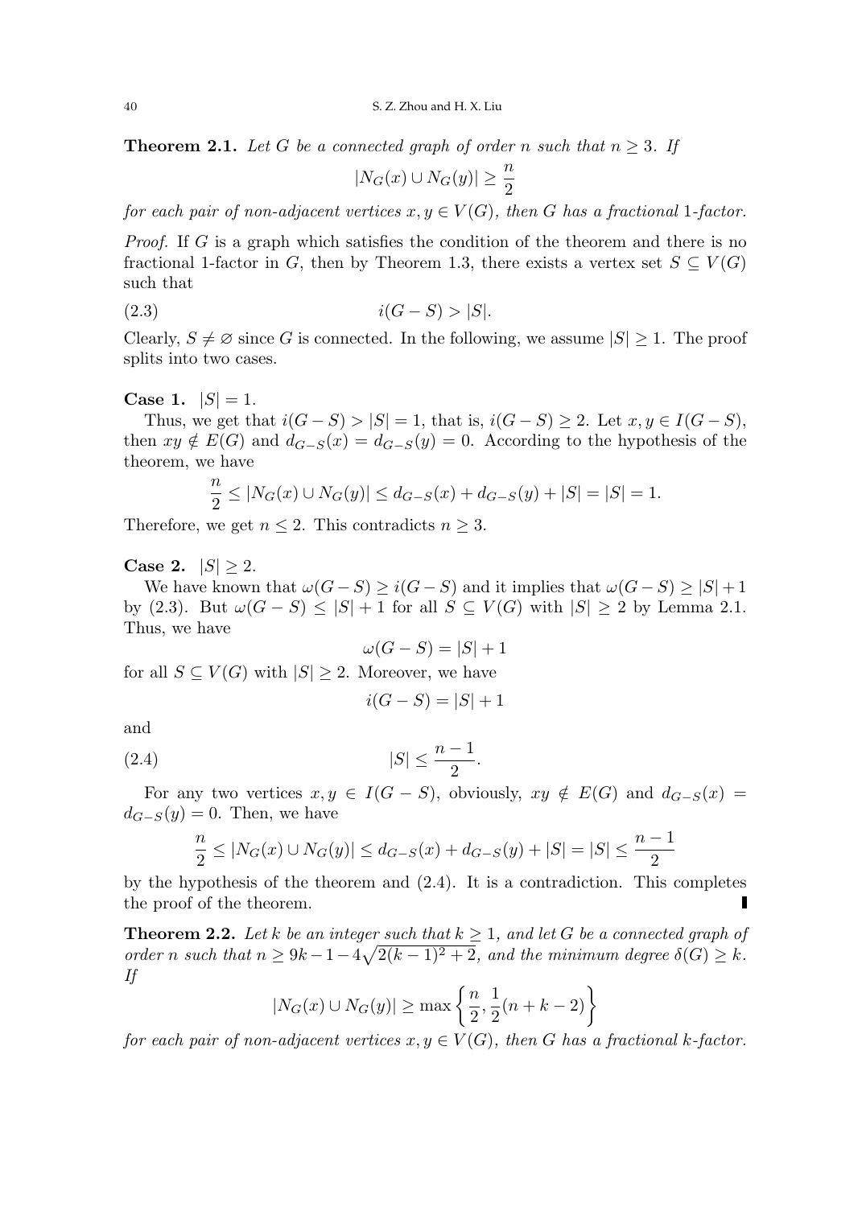**Theorem 2.1.** *Let $G$ be a connected graph of order $n$ such that $n \geq 3$. If*

$$|N_G(x) \cup N_G(y)| \geq \frac{n}{2}$$

*for each pair of non-adjacent vertices $x, y \in V(G)$, then $G$ has a fractional 1-factor.*

*Proof.* If $G$ is a graph which satisfies the condition of the theorem and there is no fractional 1-factor in $G$, then by Theorem 1.3, there exists a vertex set $S \subseteq V(G)$ such that

$$i(G - S) > |S|. \tag{2.3}$$

Clearly, $S \neq \varnothing$ since $G$ is connected. In the following, we assume $|S| \geq 1$. The proof splits into two cases.

**Case 1.** $|S| = 1$.

Thus, we get that $i(G - S) > |S| = 1$, that is, $i(G - S) \geq 2$. Let $x, y \in I(G - S)$, then $xy \notin E(G)$ and $d_{G-S}(x) = d_{G-S}(y) = 0$. According to the hypothesis of the theorem, we have

$$\frac{n}{2} \leq |N_G(x) \cup N_G(y)| \leq d_{G-S}(x) + d_{G-S}(y) + |S| = |S| = 1.$$

Therefore, we get $n \leq 2$. This contradicts $n \geq 3$.

**Case 2.** $|S| \geq 2$.

We have known that $\omega(G - S) \geq i(G - S)$ and it implies that $\omega(G - S) \geq |S| + 1$ by (2.3). But $\omega(G - S) \leq |S| + 1$ for all $S \subseteq V(G)$ with $|S| \geq 2$ by Lemma 2.1. Thus, we have

$$\omega(G - S) = |S| + 1$$

for all $S \subseteq V(G)$ with $|S| \geq 2$. Moreover, we have

$$i(G - S) = |S| + 1$$

and

$$|S| \leq \frac{n-1}{2}. \tag{2.4}$$

For any two vertices $x, y \in I(G - S)$, obviously, $xy \notin E(G)$ and $d_{G-S}(x) = d_{G-S}(y) = 0$. Then, we have

$$\frac{n}{2} \leq |N_G(x) \cup N_G(y)| \leq d_{G-S}(x) + d_{G-S}(y) + |S| = |S| \leq \frac{n-1}{2}$$

by the hypothesis of the theorem and (2.4). It is a contradiction. This completes the proof of the theorem. ∎

**Theorem 2.2.** *Let $k$ be an integer such that $k \geq 1$, and let $G$ be a connected graph of order $n$ such that $n \geq 9k - 1 - 4\sqrt{2(k-1)^2 + 2}$, and the minimum degree $\delta(G) \geq k$. If*

$$|N_G(x) \cup N_G(y)| \geq \max\left\{\frac{n}{2}, \frac{1}{2}(n + k - 2)\right\}$$

*for each pair of non-adjacent vertices $x, y \in V(G)$, then $G$ has a fractional $k$-factor.*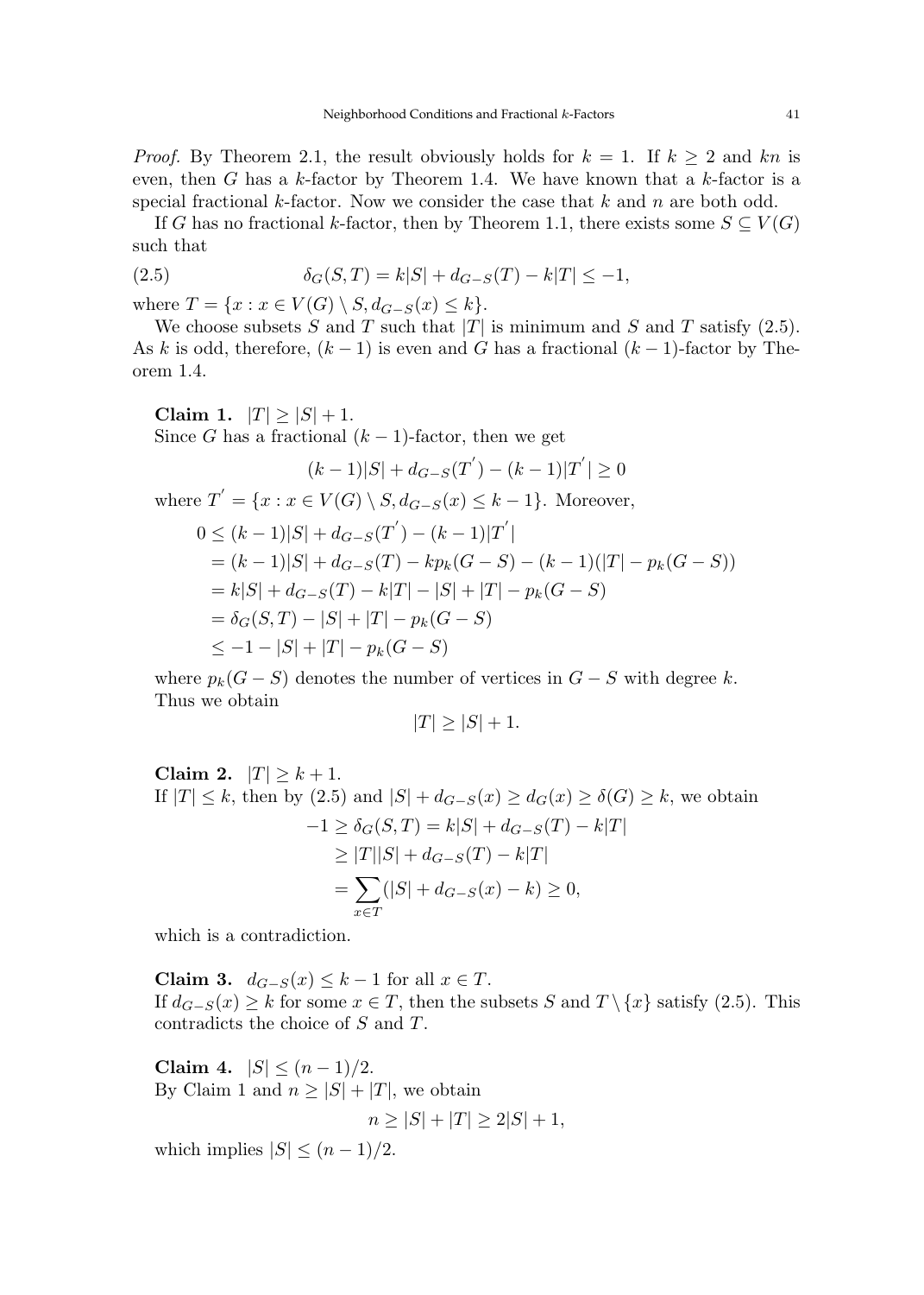*Proof.* By Theorem 2.1, the result obviously holds for $k = 1$. If $k \geq 2$ and $kn$ is even, then $G$ has a $k$-factor by Theorem 1.4. We have known that a $k$-factor is a special fractional $k$-factor. Now we consider the case that $k$ and $n$ are both odd.

If $G$ has no fractional $k$-factor, then by Theorem 1.1, there exists some $S \subseteq V(G)$ such that

$$\delta_G(S,T) = k|S| + d_{G-S}(T) - k|T| \leq -1, \tag{2.5}$$

where $T = \{x : x \in V(G) \setminus S, d_{G-S}(x) \leq k\}$.

We choose subsets $S$ and $T$ such that $|T|$ is minimum and $S$ and $T$ satisfy (2.5). As $k$ is odd, therefore, $(k-1)$ is even and $G$ has a fractional $(k-1)$-factor by Theorem 1.4.

**Claim 1.** $|T| \geq |S| + 1$.
Since $G$ has a fractional $(k-1)$-factor, then we get

$$(k-1)|S| + d_{G-S}(T') - (k-1)|T'| \geq 0$$

where $T' = \{x : x \in V(G) \setminus S, d_{G-S}(x) \leq k-1\}$. Moreover,

$$\begin{aligned}
0 &\leq (k-1)|S| + d_{G-S}(T') - (k-1)|T'| \\
&= (k-1)|S| + d_{G-S}(T) - kp_k(G-S) - (k-1)(|T| - p_k(G-S)) \\
&= k|S| + d_{G-S}(T) - k|T| - |S| + |T| - p_k(G-S) \\
&= \delta_G(S,T) - |S| + |T| - p_k(G-S) \\
&\leq -1 - |S| + |T| - p_k(G-S)
\end{aligned}$$

where $p_k(G-S)$ denotes the number of vertices in $G - S$ with degree $k$.
Thus we obtain

$$|T| \geq |S| + 1.$$

**Claim 2.** $|T| \geq k + 1$.
If $|T| \leq k$, then by (2.5) and $|S| + d_{G-S}(x) \geq d_G(x) \geq \delta(G) \geq k$, we obtain

$$\begin{aligned}
-1 \geq \delta_G(S,T) &= k|S| + d_{G-S}(T) - k|T| \\
&\geq |T||S| + d_{G-S}(T) - k|T| \\
&= \sum_{x \in T} (|S| + d_{G-S}(x) - k) \geq 0,
\end{aligned}$$

which is a contradiction.

**Claim 3.** $d_{G-S}(x) \leq k - 1$ for all $x \in T$.
If $d_{G-S}(x) \geq k$ for some $x \in T$, then the subsets $S$ and $T \setminus \{x\}$ satisfy (2.5). This contradicts the choice of $S$ and $T$.

**Claim 4.** $|S| \leq (n-1)/2$.
By Claim 1 and $n \geq |S| + |T|$, we obtain

$$n \geq |S| + |T| \geq 2|S| + 1,$$

which implies $|S| \leq (n-1)/2$.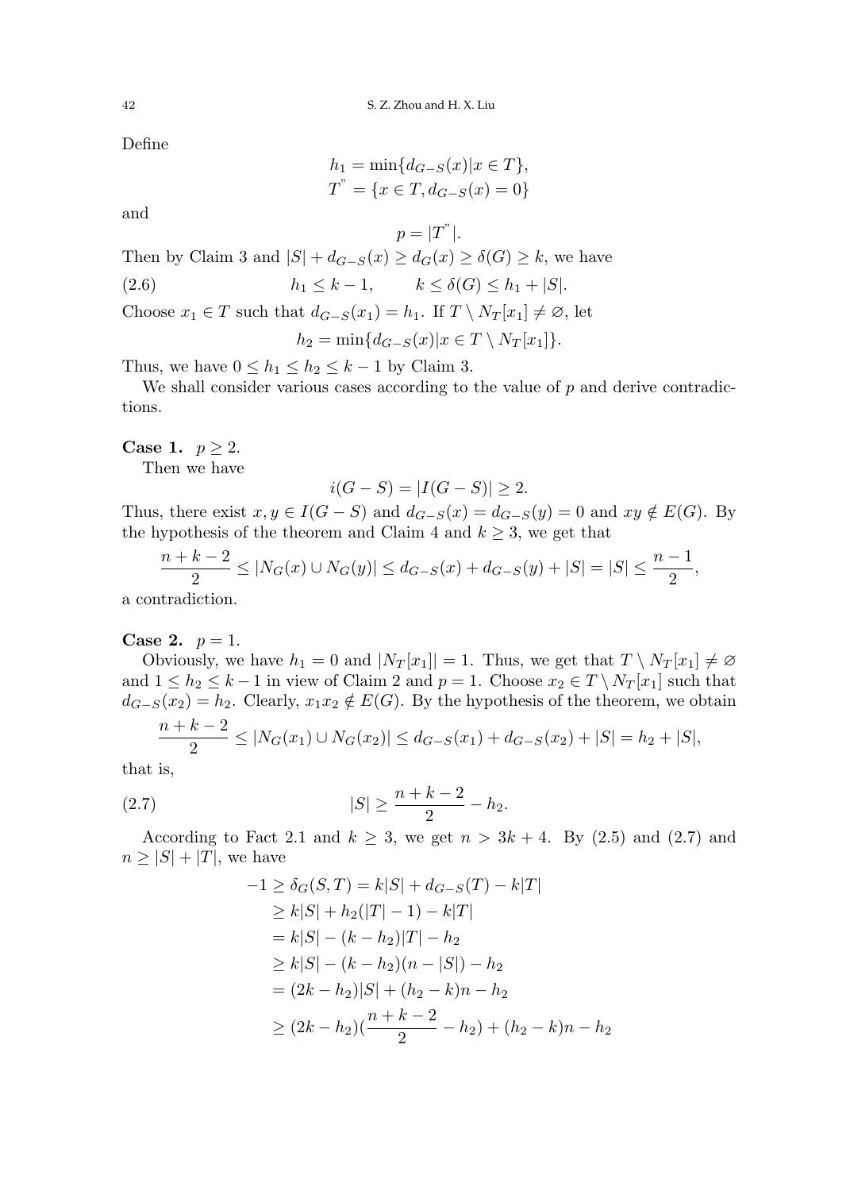Define

$$h_1 = \min\{d_{G-S}(x) | x \in T\},$$
$$T^{"} = \{x \in T, d_{G-S}(x) = 0\}$$

and

$$p = |T^{"}|.$$

Then by Claim 3 and $|S| + d_{G-S}(x) \geq d_G(x) \geq \delta(G) \geq k$, we have

$$h_1 \leq k-1, \qquad k \leq \delta(G) \leq h_1 + |S|. \tag{2.6}$$

Choose $x_1 \in T$ such that $d_{G-S}(x_1) = h_1$. If $T \setminus N_T[x_1] \neq \varnothing$, let

$$h_2 = \min\{d_{G-S}(x) | x \in T \setminus N_T[x_1]\}.$$

Thus, we have $0 \leq h_1 \leq h_2 \leq k-1$ by Claim 3.

We shall consider various cases according to the value of $p$ and derive contradictions.

**Case 1.** $p \geq 2$.

Then we have

$$i(G-S) = |I(G-S)| \geq 2.$$

Thus, there exist $x, y \in I(G-S)$ and $d_{G-S}(x) = d_{G-S}(y) = 0$ and $xy \notin E(G)$. By the hypothesis of the theorem and Claim 4 and $k \geq 3$, we get that

$$\frac{n+k-2}{2} \leq |N_G(x) \cup N_G(y)| \leq d_{G-S}(x) + d_{G-S}(y) + |S| = |S| \leq \frac{n-1}{2},$$

a contradiction.

**Case 2.** $p = 1$.

Obviously, we have $h_1 = 0$ and $|N_T[x_1]| = 1$. Thus, we get that $T \setminus N_T[x_1] \neq \varnothing$ and $1 \leq h_2 \leq k-1$ in view of Claim 2 and $p = 1$. Choose $x_2 \in T \setminus N_T[x_1]$ such that $d_{G-S}(x_2) = h_2$. Clearly, $x_1x_2 \notin E(G)$. By the hypothesis of the theorem, we obtain

$$\frac{n+k-2}{2} \leq |N_G(x_1) \cup N_G(x_2)| \leq d_{G-S}(x_1) + d_{G-S}(x_2) + |S| = h_2 + |S|,$$

that is,

$$|S| \geq \frac{n+k-2}{2} - h_2. \tag{2.7}$$

According to Fact 2.1 and $k \geq 3$, we get $n > 3k+4$. By (2.5) and (2.7) and $n \geq |S| + |T|$, we have

$$\begin{aligned}
-1 \geq \delta_G(S,T) &= k|S| + d_{G-S}(T) - k|T| \\
&\geq k|S| + h_2(|T|-1) - k|T| \\
&= k|S| - (k-h_2)|T| - h_2 \\
&\geq k|S| - (k-h_2)(n-|S|) - h_2 \\
&= (2k-h_2)|S| + (h_2-k)n - h_2 \\
&\geq (2k-h_2)\left(\frac{n+k-2}{2} - h_2\right) + (h_2-k)n - h_2
\end{aligned}$$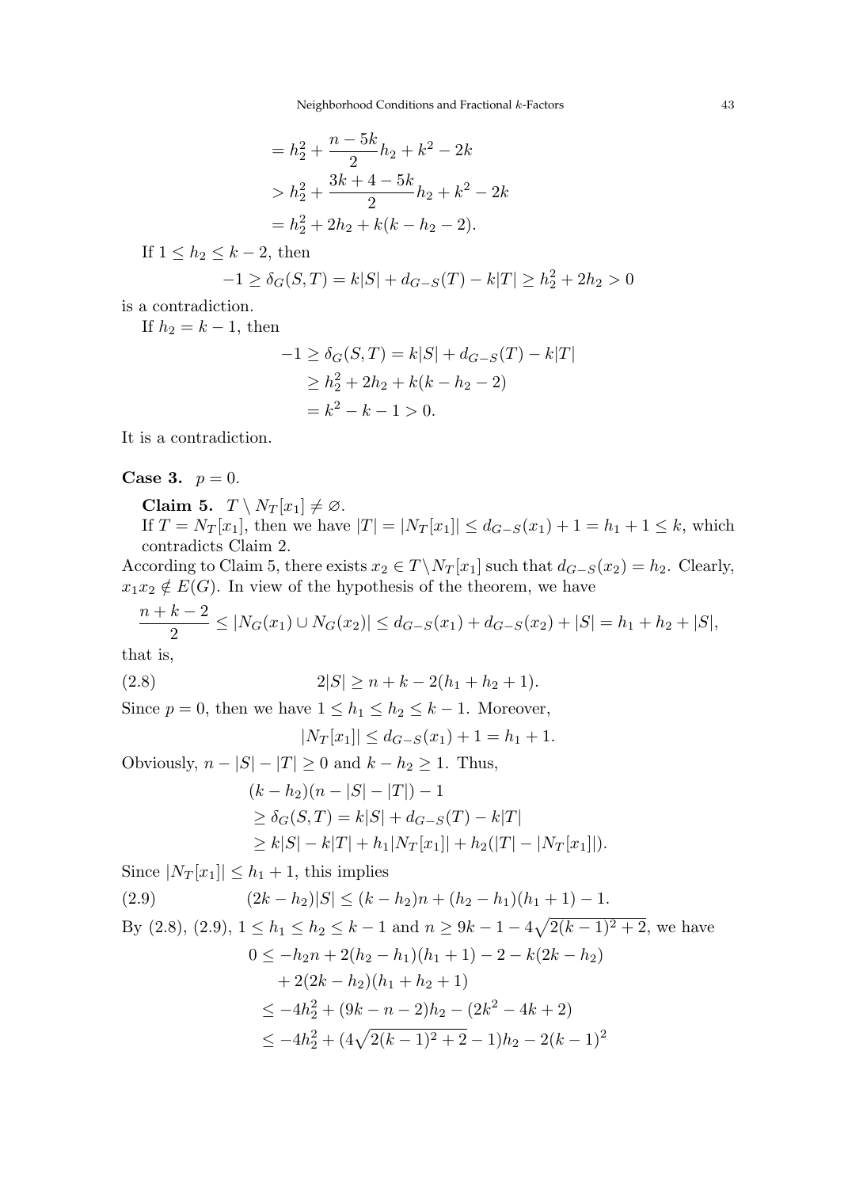$$
\begin{aligned}
&= h_2^2 + \frac{n-5k}{2}h_2 + k^2 - 2k \\
&> h_2^2 + \frac{3k+4-5k}{2}h_2 + k^2 - 2k \\
&= h_2^2 + 2h_2 + k(k - h_2 - 2).
\end{aligned}
$$

If $1 \le h_2 \le k-2$, then

$$
-1 \ge \delta_G(S,T) = k|S| + d_{G-S}(T) - k|T| \ge h_2^2 + 2h_2 > 0
$$

is a contradiction.

If $h_2 = k-1$, then

$$
\begin{aligned}
-1 \ge \delta_G(S,T) &= k|S| + d_{G-S}(T) - k|T| \\
&\ge h_2^2 + 2h_2 + k(k - h_2 - 2) \\
&= k^2 - k - 1 > 0.
\end{aligned}
$$

It is a contradiction.

**Case 3.** $p = 0$.

**Claim 5.** $T \setminus N_T[x_1] \neq \varnothing$.

If $T = N_T[x_1]$, then we have $|T| = |N_T[x_1]| \le d_{G-S}(x_1) + 1 = h_1 + 1 \le k$, which contradicts Claim 2.

According to Claim 5, there exists $x_2 \in T \setminus N_T[x_1]$ such that $d_{G-S}(x_2) = h_2$. Clearly, $x_1x_2 \notin E(G)$. In view of the hypothesis of the theorem, we have

$$
\frac{n+k-2}{2} \le |N_G(x_1) \cup N_G(x_2)| \le d_{G-S}(x_1) + d_{G-S}(x_2) + |S| = h_1 + h_2 + |S|,
$$

that is,

$$
2|S| \ge n + k - 2(h_1 + h_2 + 1). \tag{2.8}
$$

Since $p = 0$, then we have $1 \le h_1 \le h_2 \le k-1$. Moreover,

$$
|N_T[x_1]| \le d_{G-S}(x_1) + 1 = h_1 + 1.
$$

Obviously, $n - |S| - |T| \ge 0$ and $k - h_2 \ge 1$. Thus,

$$
\begin{aligned}
&(k-h_2)(n - |S| - |T|) - 1 \\
&\ge \delta_G(S,T) = k|S| + d_{G-S}(T) - k|T| \\
&\ge k|S| - k|T| + h_1|N_T[x_1]| + h_2(|T| - |N_T[x_1]|).
\end{aligned}
$$

Since $|N_T[x_1]| \le h_1 + 1$, this implies

$$
(2k - h_2)|S| \le (k - h_2)n + (h_2 - h_1)(h_1 + 1) - 1. \tag{2.9}
$$

By (2.8), (2.9), $1 \le h_1 \le h_2 \le k-1$ and $n \ge 9k - 1 - 4\sqrt{2(k-1)^2 + 2}$, we have

$$
\begin{aligned}
0 &\le -h_2 n + 2(h_2 - h_1)(h_1 + 1) - 2 - k(2k - h_2) \\
&\quad + 2(2k - h_2)(h_1 + h_2 + 1) \\
&\le -4h_2^2 + (9k - n - 2)h_2 - (2k^2 - 4k + 2) \\
&\le -4h_2^2 + (4\sqrt{2(k-1)^2 + 2} - 1)h_2 - 2(k-1)^2
\end{aligned}
$$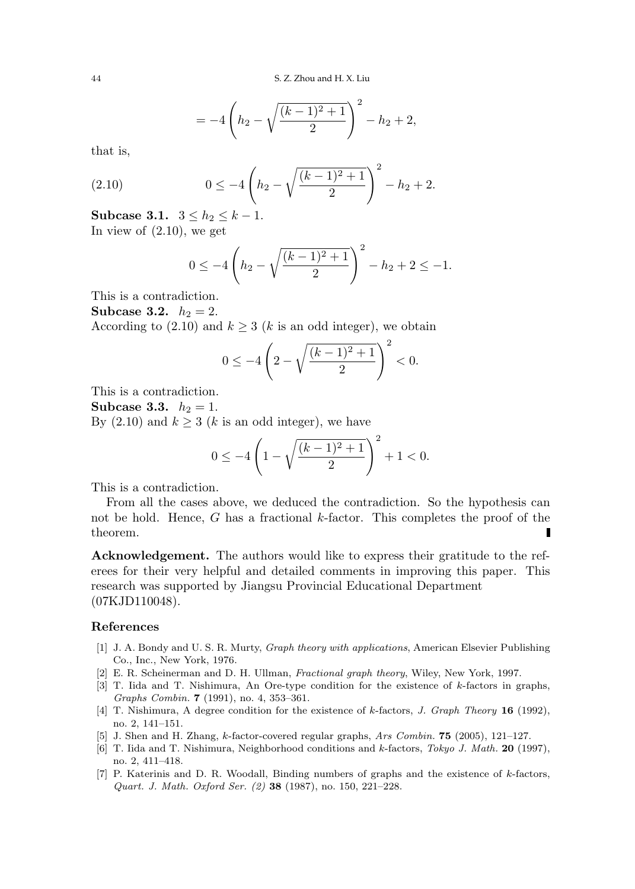$$= -4\left(h_2 - \sqrt{\frac{(k-1)^2+1}{2}}\right)^2 - h_2 + 2,$$

that is,

$$0 \leq -4\left(h_2 - \sqrt{\frac{(k-1)^2+1}{2}}\right)^2 - h_2 + 2. \tag{2.10}$$

**Subcase 3.1.** $3 \leq h_2 \leq k-1$.
In view of (2.10), we get

$$0 \leq -4\left(h_2 - \sqrt{\frac{(k-1)^2+1}{2}}\right)^2 - h_2 + 2 \leq -1.$$

This is a contradiction.

**Subcase 3.2.** $h_2 = 2$.
According to (2.10) and $k \geq 3$ ($k$ is an odd integer), we obtain

$$0 \leq -4\left(2 - \sqrt{\frac{(k-1)^2+1}{2}}\right)^2 < 0.$$

This is a contradiction.

**Subcase 3.3.** $h_2 = 1$.
By (2.10) and $k \geq 3$ ($k$ is an odd integer), we have

$$0 \leq -4\left(1 - \sqrt{\frac{(k-1)^2+1}{2}}\right)^2 + 1 < 0.$$

This is a contradiction.

From all the cases above, we deduced the contradiction. So the hypothesis can not be hold. Hence, $G$ has a fractional $k$-factor. This completes the proof of the theorem. ∎

**Acknowledgement.** The authors would like to express their gratitude to the referees for their very helpful and detailed comments in improving this paper. This research was supported by Jiangsu Provincial Educational Department (07KJD110048).

## References

[1] J. A. Bondy and U. S. R. Murty, *Graph theory with applications*, American Elsevier Publishing Co., Inc., New York, 1976.

[2] E. R. Scheinerman and D. H. Ullman, *Fractional graph theory*, Wiley, New York, 1997.

[3] T. Iida and T. Nishimura, An Ore-type condition for the existence of $k$-factors in graphs, *Graphs Combin.* **7** (1991), no. 4, 353–361.

[4] T. Nishimura, A degree condition for the existence of $k$-factors, *J. Graph Theory* **16** (1992), no. 2, 141–151.

[5] J. Shen and H. Zhang, $k$-factor-covered regular graphs, *Ars Combin.* **75** (2005), 121–127.

[6] T. Iida and T. Nishimura, Neighborhood conditions and $k$-factors, *Tokyo J. Math.* **20** (1997), no. 2, 411–418.

[7] P. Katerinis and D. R. Woodall, Binding numbers of graphs and the existence of $k$-factors, *Quart. J. Math. Oxford Ser. (2)* **38** (1987), no. 150, 221–228.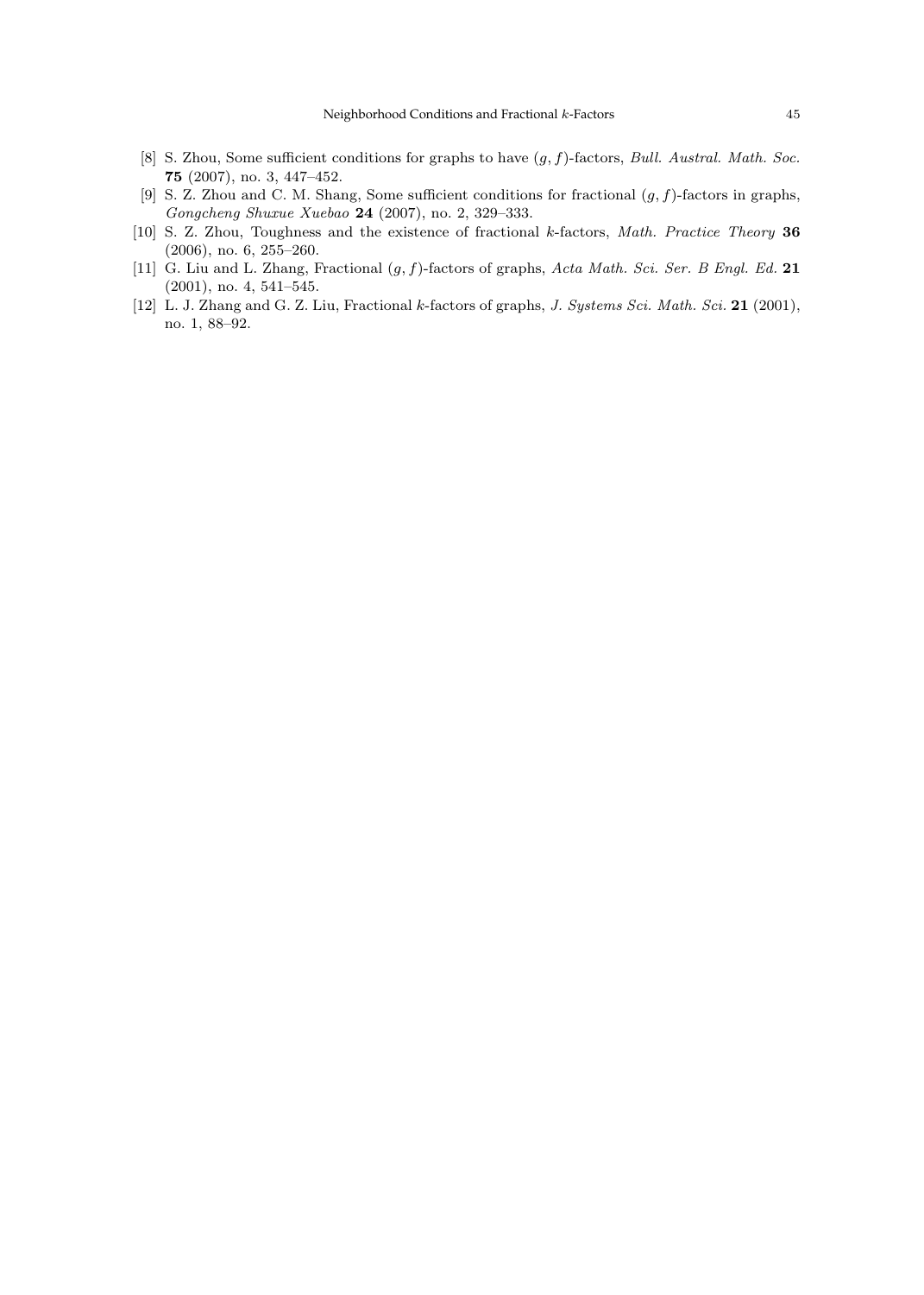[8] S. Zhou, Some sufficient conditions for graphs to have $(g, f)$-factors, *Bull. Austral. Math. Soc.* **75** (2007), no. 3, 447–452.

[9] S. Z. Zhou and C. M. Shang, Some sufficient conditions for fractional $(g, f)$-factors in graphs, *Gongcheng Shuxue Xuebao* **24** (2007), no. 2, 329–333.

[10] S. Z. Zhou, Toughness and the existence of fractional $k$-factors, *Math. Practice Theory* **36** (2006), no. 6, 255–260.

[11] G. Liu and L. Zhang, Fractional $(g, f)$-factors of graphs, *Acta Math. Sci. Ser. B Engl. Ed.* **21** (2001), no. 4, 541–545.

[12] L. J. Zhang and G. Z. Liu, Fractional $k$-factors of graphs, *J. Systems Sci. Math. Sci.* **21** (2001), no. 1, 88–92.